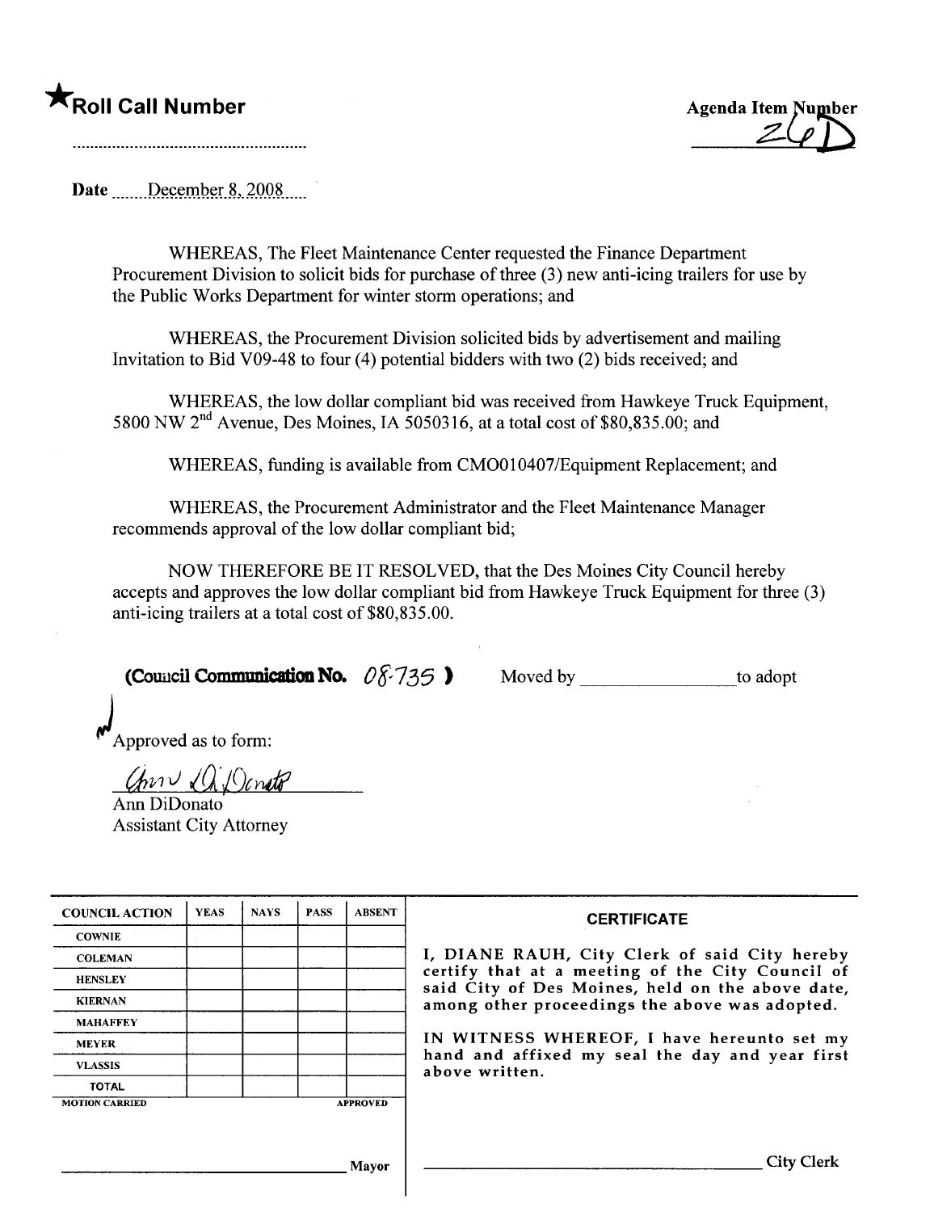★**Roll Call Number**

..........................................................

**Agenda Item Number**
26D

**Date** December 8, 2008

WHEREAS, The Fleet Maintenance Center requested the Finance Department Procurement Division to solicit bids for purchase of three (3) new anti-icing trailers for use by the Public Works Department for winter storm operations; and

WHEREAS, the Procurement Division solicited bids by advertisement and mailing Invitation to Bid V09-48 to four (4) potential bidders with two (2) bids received; and

WHEREAS, the low dollar compliant bid was received from Hawkeye Truck Equipment, 5800 NW 2nd Avenue, Des Moines, IA 5050316, at a total cost of $80,835.00; and

WHEREAS, funding is available from CMO010407/Equipment Replacement; and

WHEREAS, the Procurement Administrator and the Fleet Maintenance Manager recommends approval of the low dollar compliant bid;

NOW THEREFORE BE IT RESOLVED, that the Des Moines City Council hereby accepts and approves the low dollar compliant bid from Hawkeye Truck Equipment for three (3) anti-icing trailers at a total cost of $80,835.00.

**(Council Communication No.** 08-735 **)** Moved by ________________ to adopt

Approved as to form:

Ann DiDonato
Ann DiDonato
Assistant City Attorney

| COUNCIL ACTION | YEAS | NAYS | PASS | ABSENT |
| --- | --- | --- | --- | --- |
| COWNIE | | | | |
| COLEMAN | | | | |
| HENSLEY | | | | |
| KIERNAN | | | | |
| MAHAFFEY | | | | |
| MEYER | | | | |
| VLASSIS | | | | |
| TOTAL | | | | |
| MOTION CARRIED | | | | APPROVED |

________________________________ Mayor

**CERTIFICATE**

I, DIANE RAUH, City Clerk of said City hereby certify that at a meeting of the City Council of said City of Des Moines, held on the above date, among other proceedings the above was adopted.

IN WITNESS WHEREOF, I have hereunto set my hand and affixed my seal the day and year first above written.

________________________________ City Clerk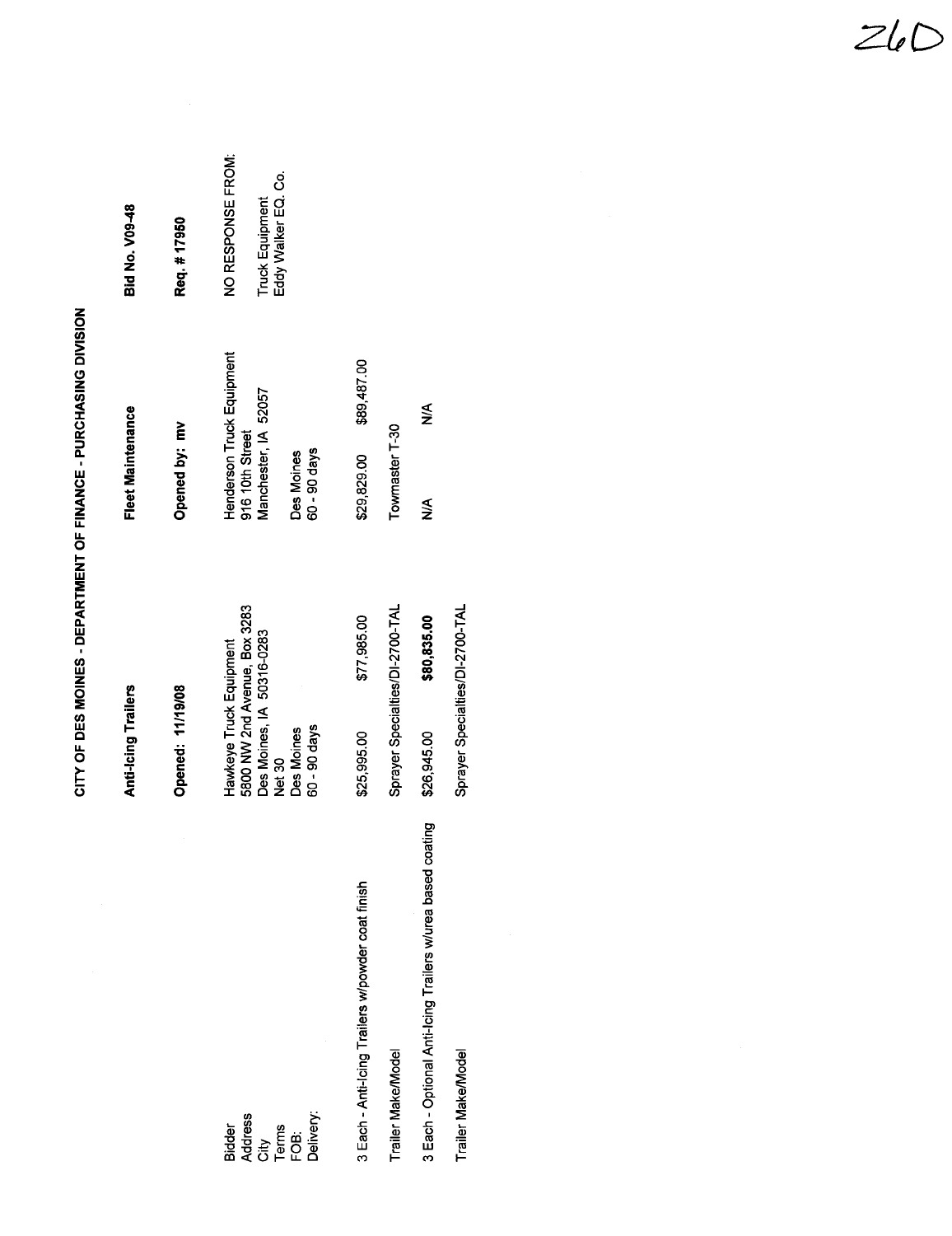Z6D

# CITY OF DES MOINES - DEPARTMENT OF FINANCE - PURCHASING DIVISION

| | | | |
|---|---|---|---|
| **Anti-Icing Trailers** | **Fleet Maintenance** | **Bid No. V09-48** | |
| **Opened: 11/19/08** | **Opened by: mv** | **Req. # 17950** | |

| Bidder | Hawkeye Truck Equipment | | Henderson Truck Equipment | | NO RESPONSE FROM: |
|---|---|---|---|---|---|
| Address | 5800 NW 2nd Avenue, Box 3283 | | 916 10th Street | | Truck Equipment |
| City | Des Moines, IA 50316-0283 | | Manchester, IA 52057 | | Eddy Walker EQ. Co. |
| Terms | Net 30 | | | | |
| FOB: | Des Moines | | Des Moines | | |
| Delivery: | 60 - 90 days | | 60 - 90 days | | |
| 3 Each - Anti-Icing Trailers w/powder coat finish | $25,995.00 | $77,985.00 | $29,829.00 | $89,487.00 | |
| Trailer Make/Model | Sprayer Specialties/DI-2700-TAL | | Towmaster T-30 | | |
| 3 Each - Optional Anti-Icing Trailers w/urea based coating | $26,945.00 | **$80,835.00** | N/A | N/A | |
| Trailer Make/Model | Sprayer Specialties/DI-2700-TAL | | | | |